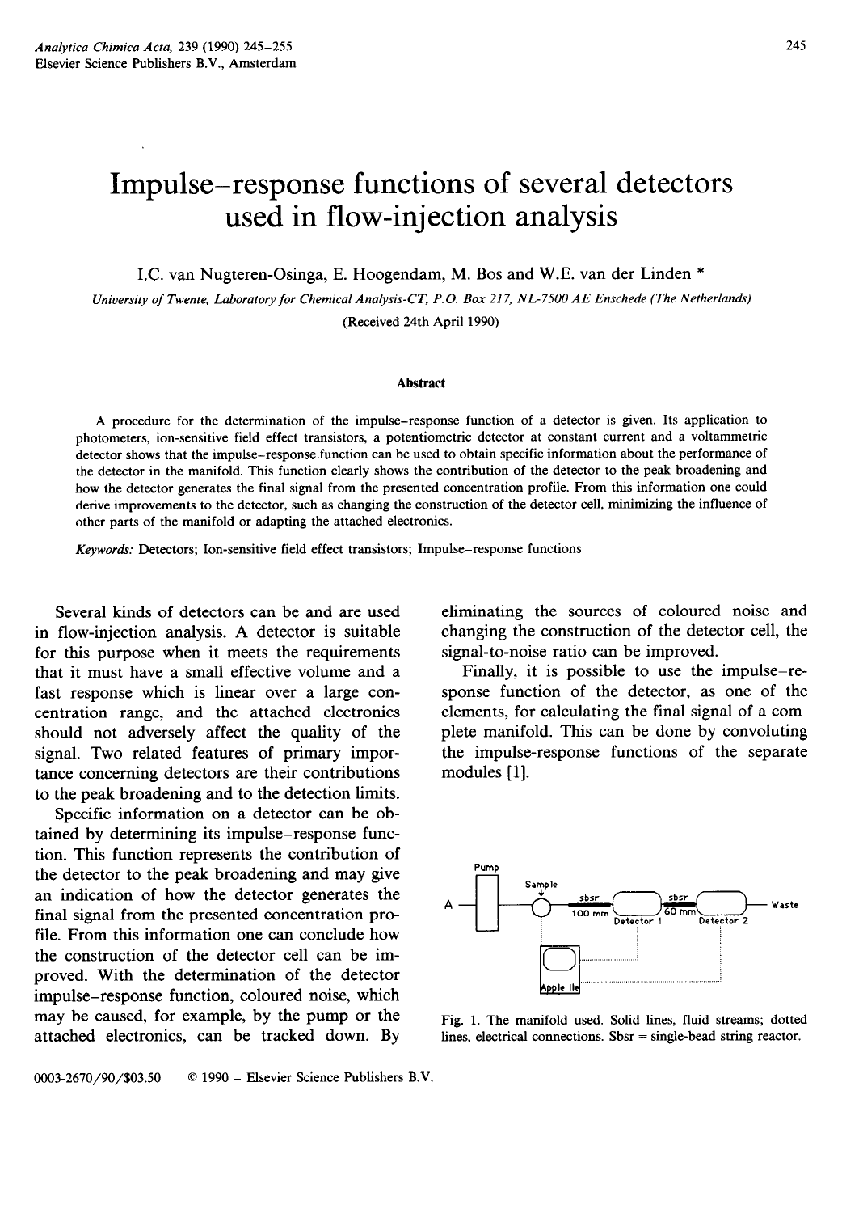# Impulse–response functions of several detectors used in flow-injection analysis

I.C. van Nugteren-Osinga, E. Hoogendam, M. Bos and W.E. van der Linden *

*University of Twente, Laboratory for Chemical Analysis-CT, P.O. Box 217, NL-7500 AE Enschede (The Netherlands)*

(Received 24th April 1990)

### Abstract

A procedure for the determination of the impulse–response function of a detector is given. Its application to photometers, ion-sensitive field effect transistors, a potentiometric detector at constant current and a voltammetric detector shows that the impulse–response function can be used to obtain specific information about the performance of the detector in the manifold. This function clearly shows the contribution of the detector to the peak broadening and how the detector generates the final signal from the presented concentration profile. From this information one could derive improvements to the detector, such as changing the construction of the detector cell, minimizing the influence of other parts of the manifold or adapting the attached electronics.

*Keywords:* Detectors; Ion-sensitive field effect transistors; Impulse–response functions

Several kinds of detectors can be and are used in flow-injection analysis. A detector is suitable for this purpose when it meets the requirements that it must have a small effective volume and a fast response which is linear over a large concentration range, and the attached electronics should not adversely affect the quality of the signal. Two related features of primary importance concerning detectors are their contributions to the peak broadening and to the detection limits.

Specific information on a detector can be obtained by determining its impulse–response function. This function represents the contribution of the detector to the peak broadening and may give an indication of how the detector generates the final signal from the presented concentration profile. From this information one can conclude how the construction of the detector cell can be improved. With the determination of the detector impulse–response function, coloured noise, which may be caused, for example, by the pump or the attached electronics, can be tracked down. By eliminating the sources of coloured noise and changing the construction of the detector cell, the signal-to-noise ratio can be improved.

Finally, it is possible to use the impulse–response function of the detector, as one of the elements, for calculating the final signal of a complete manifold. This can be done by convoluting the impulse–response functions of the separate modules [1].

Pump
Sample
A
sbsr
100 mm
Detector 1
sbsr
60 mm
Detector 2
Waste
Apple IIe

Fig. 1. The manifold used. Solid lines, fluid streams; dotted lines, electrical connections. Sbsr = single-bead string reactor.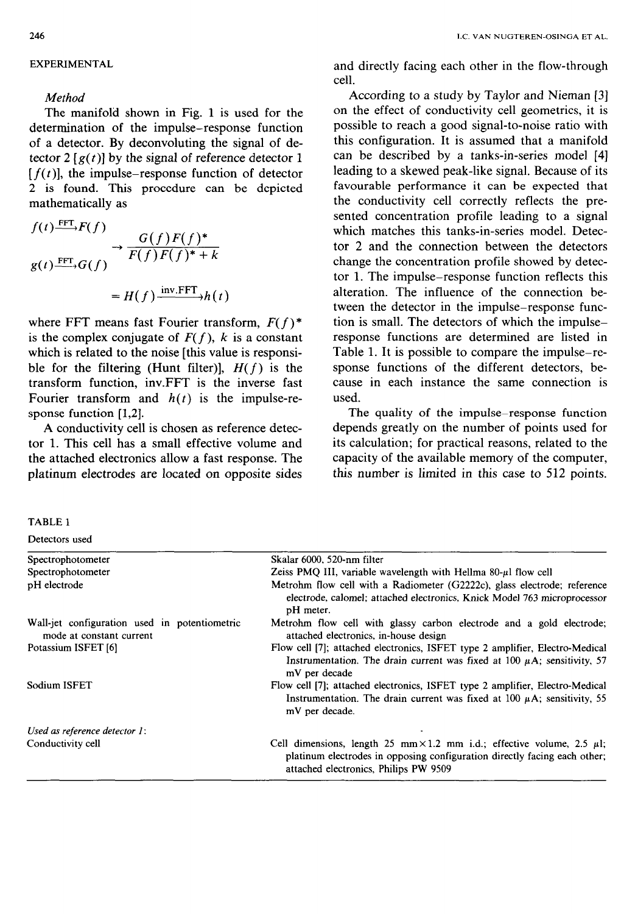## EXPERIMENTAL

### *Method*

The manifold shown in Fig. 1 is used for the determination of the impulse–response function of a detector. By deconvoluting the signal of detector 2 [$g(t)$] by the signal of reference detector 1 [$f(t)$], the impulse–response function of detector 2 is found. This procedure can be depicted mathematically as

$$\left.\begin{array}{l} f(t) \xrightarrow{\text{FFT}} F(f) \\ g(t) \xrightarrow{\text{FFT}} G(f) \end{array}\right\} \rightarrow \frac{G(f)F(f)^*}{F(f)F(f)^* + k}$$

$$= H(f) \xrightarrow{\text{inv.FFT}} h(t)$$

where FFT means fast Fourier transform, $F(f)^*$ is the complex conjugate of $F(f)$, $k$ is a constant which is related to the noise [this value is responsible for the filtering (Hunt filter)], $H(f)$ is the transform function, inv.FFT is the inverse fast Fourier transform and $h(t)$ is the impulse-response function [1,2].

A conductivity cell is chosen as reference detector 1. This cell has a small effective volume and the attached electronics allow a fast response. The platinum electrodes are located on opposite sides and directly facing each other in the flow-through cell.

According to a study by Taylor and Nieman [3] on the effect of conductivity cell geometrics, it is possible to reach a good signal-to-noise ratio with this configuration. It is assumed that a manifold can be described by a tanks-in-series model [4] leading to a skewed peak-like signal. Because of its favourable performance it can be expected that the conductivity cell correctly reflects the presented concentration profile leading to a signal which matches this tanks-in-series model. Detector 2 and the connection between the detectors change the concentration profile showed by detector 1. The impulse–response function reflects this alteration. The influence of the connection between the detector in the impulse–response function is small. The detectors of which the impulse–response functions are determined are listed in Table 1. It is possible to compare the impulse–response functions of the different detectors, because in each instance the same connection is used.

The quality of the impulse–response function depends greatly on the number of points used for its calculation; for practical reasons, related to the capacity of the available memory of the computer, this number is limited in this case to 512 points.

TABLE 1

Detectors used

| | |
|---|---|
| Spectrophotometer | Skalar 6000, 520-nm filter |
| Spectrophotometer | Zeiss PMQ III, variable wavelength with Hellma 80-μl flow cell |
| pH electrode | Metrohm flow cell with a Radiometer (G2222c), glass electrode; reference electrode, calomel; attached electronics, Knick Model 763 microprocessor pH meter. |
| Wall-jet configuration used in potentiometric mode at constant current | Metrohm flow cell with glassy carbon electrode and a gold electrode; attached electronics, in-house design |
| Potassium ISFET [6] | Flow cell [7]; attached electronics, ISFET type 2 amplifier, Electro-Medical Instrumentation. The drain current was fixed at 100 μA; sensitivity, 57 mV per decade |
| Sodium ISFET | Flow cell [7]; attached electronics, ISFET type 2 amplifier, Electro-Medical Instrumentation. The drain current was fixed at 100 μA; sensitivity, 55 mV per decade. |
| *Used as reference detector 1:* | |
| Conductivity cell | Cell dimensions, length 25 mm × 1.2 mm i.d.; effective volume, 2.5 μl; platinum electrodes in opposing configuration directly facing each other; attached electronics, Philips PW 9509 |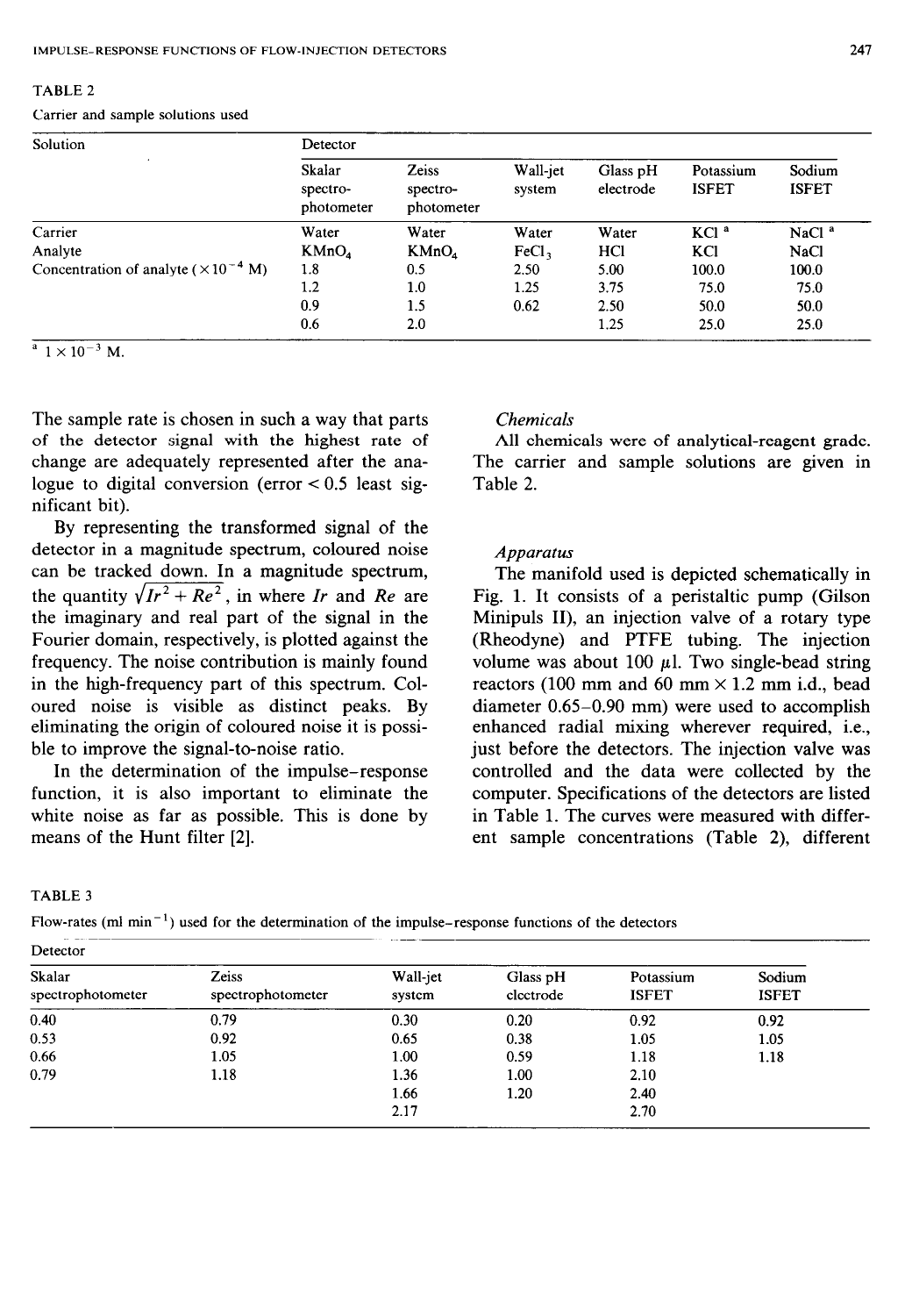TABLE 2

Carrier and sample solutions used

| Solution | Detector | | | | | |
|---|---|---|---|---|---|---|
| | Skalar spectro-photometer | Zeiss spectro-photometer | Wall-jet system | Glass pH electrode | Potassium ISFET | Sodium ISFET |
| Carrier | Water | Water | Water | Water | KCl [a] | NaCl [a] |
| Analyte | $KMnO_4$ | $KMnO_4$ | $FeCl_3$ | HCl | KCl | NaCl |
| Concentration of analyte ($\times 10^{-4}$ M) | 1.8 | 0.5 | 2.50 | 5.00 | 100.0 | 100.0 |
| | 1.2 | 1.0 | 1.25 | 3.75 | 75.0 | 75.0 |
| | 0.9 | 1.5 | 0.62 | 2.50 | 50.0 | 50.0 |
| | 0.6 | 2.0 | | 1.25 | 25.0 | 25.0 |

[a] $1 \times 10^{-3}$ M.

The sample rate is chosen in such a way that parts of the detector signal with the highest rate of change are adequately represented after the analogue to digital conversion (error < 0.5 least significant bit).

By representing the transformed signal of the detector in a magnitude spectrum, coloured noise can be tracked down. In a magnitude spectrum, the quantity $\sqrt{Ir^2 + Re^2}$, in where $Ir$ and $Re$ are the imaginary and real part of the signal in the Fourier domain, respectively, is plotted against the frequency. The noise contribution is mainly found in the high-frequency part of this spectrum. Coloured noise is visible as distinct peaks. By eliminating the origin of coloured noise it is possible to improve the signal-to-noise ratio.

In the determination of the impulse–response function, it is also important to eliminate the white noise as far as possible. This is done by means of the Hunt filter [2].

*Chemicals*

All chemicals were of analytical-reagent grade. The carrier and sample solutions are given in Table 2.

*Apparatus*

The manifold used is depicted schematically in Fig. 1. It consists of a peristaltic pump (Gilson Minipuls II), an injection valve of a rotary type (Rheodyne) and PTFE tubing. The injection volume was about 100 μl. Two single-bead string reactors (100 mm and 60 mm × 1.2 mm i.d., bead diameter 0.65–0.90 mm) were used to accomplish enhanced radial mixing wherever required, i.e., just before the detectors. The injection valve was controlled and the data were collected by the computer. Specifications of the detectors are listed in Table 1. The curves were measured with different sample concentrations (Table 2), different

TABLE 3

Flow-rates (ml $min^{-1}$) used for the determination of the impulse–response functions of the detectors

| Detector | | | | | |
|---|---|---|---|---|---|
| Skalar spectrophotometer | Zeiss spectrophotometer | Wall-jet system | Glass pH electrode | Potassium ISFET | Sodium ISFET |
| 0.40 | 0.79 | 0.30 | 0.20 | 0.92 | 0.92 |
| 0.53 | 0.92 | 0.65 | 0.38 | 1.05 | 1.05 |
| 0.66 | 1.05 | 1.00 | 0.59 | 1.18 | 1.18 |
| 0.79 | 1.18 | 1.36 | 1.00 | 2.10 | |
| | | 1.66 | 1.20 | 2.40 | |
| | | 2.17 | | 2.70 | |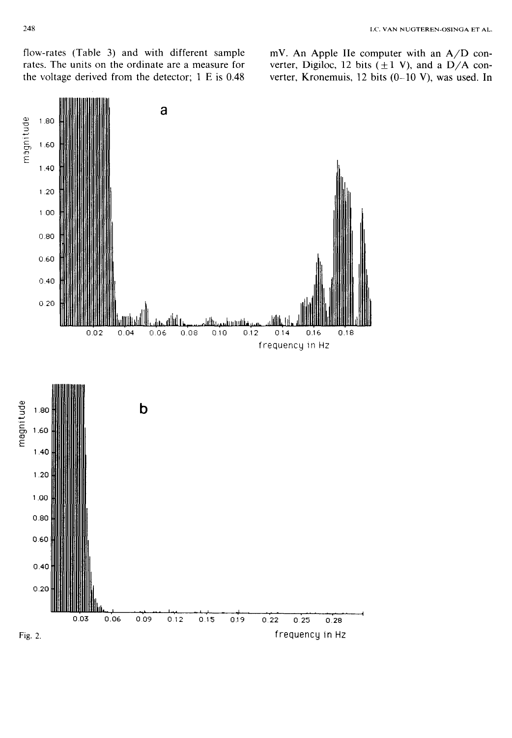flow-rates (Table 3) and with different sample rates. The units on the ordinate are a measure for the voltage derived from the detector; 1 E is 0.48 mV. An Apple IIe computer with an A/D converter, Digiloc, 12 bits (±1 V), and a D/A converter, Kronemuis, 12 bits (0–10 V), was used. In

Fig. 2.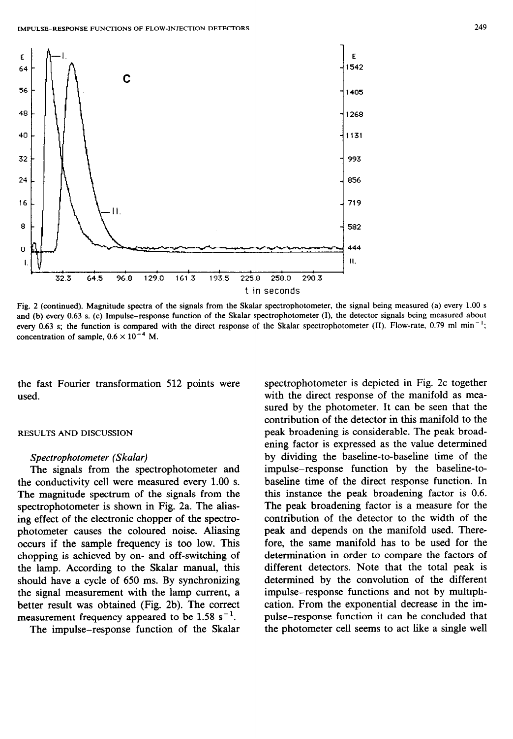Fig. 2 (continued). Magnitude spectra of the signals from the Skalar spectrophotometer, the signal being measured (a) every 1.00 s and (b) every 0.63 s. (c) Impulse–response function of the Skalar spectrophotometer (I), the detector signals being measured about every 0.63 s; the function is compared with the direct response of the Skalar spectrophotometer (II). Flow-rate, 0.79 ml min$^{-1}$; concentration of sample, $0.6 \times 10^{-4}$ M.

the fast Fourier transformation 512 points were used.

## RESULTS AND DISCUSSION

### *Spectrophotometer (Skalar)*

The signals from the spectrophotometer and the conductivity cell were measured every 1.00 s. The magnitude spectrum of the signals from the spectrophotometer is shown in Fig. 2a. The aliasing effect of the electronic chopper of the spectrophotometer causes the coloured noise. Aliasing occurs if the sample frequency is too low. This chopping is achieved by on- and off-switching of the lamp. According to the Skalar manual, this should have a cycle of 650 ms. By synchronizing the signal measurement with the lamp current, a better result was obtained (Fig. 2b). The correct measurement frequency appeared to be 1.58 s$^{-1}$.

The impulse–response function of the Skalar spectrophotometer is depicted in Fig. 2c together with the direct response of the manifold as measured by the photometer. It can be seen that the contribution of the detector in this manifold to the peak broadening is considerable. The peak broadening factor is expressed as the value determined by dividing the baseline-to-baseline time of the impulse–response function by the baseline-to-baseline time of the direct response function. In this instance the peak broadening factor is 0.6. The peak broadening factor is a measure for the contribution of the detector to the width of the peak and depends on the manifold used. Therefore, the same manifold has to be used for the determination in order to compare the factors of different detectors. Note that the total peak is determined by the convolution of the different impulse–response functions and not by multiplication. From the exponential decrease in the impulse–response function it can be concluded that the photometer cell seems to act like a single well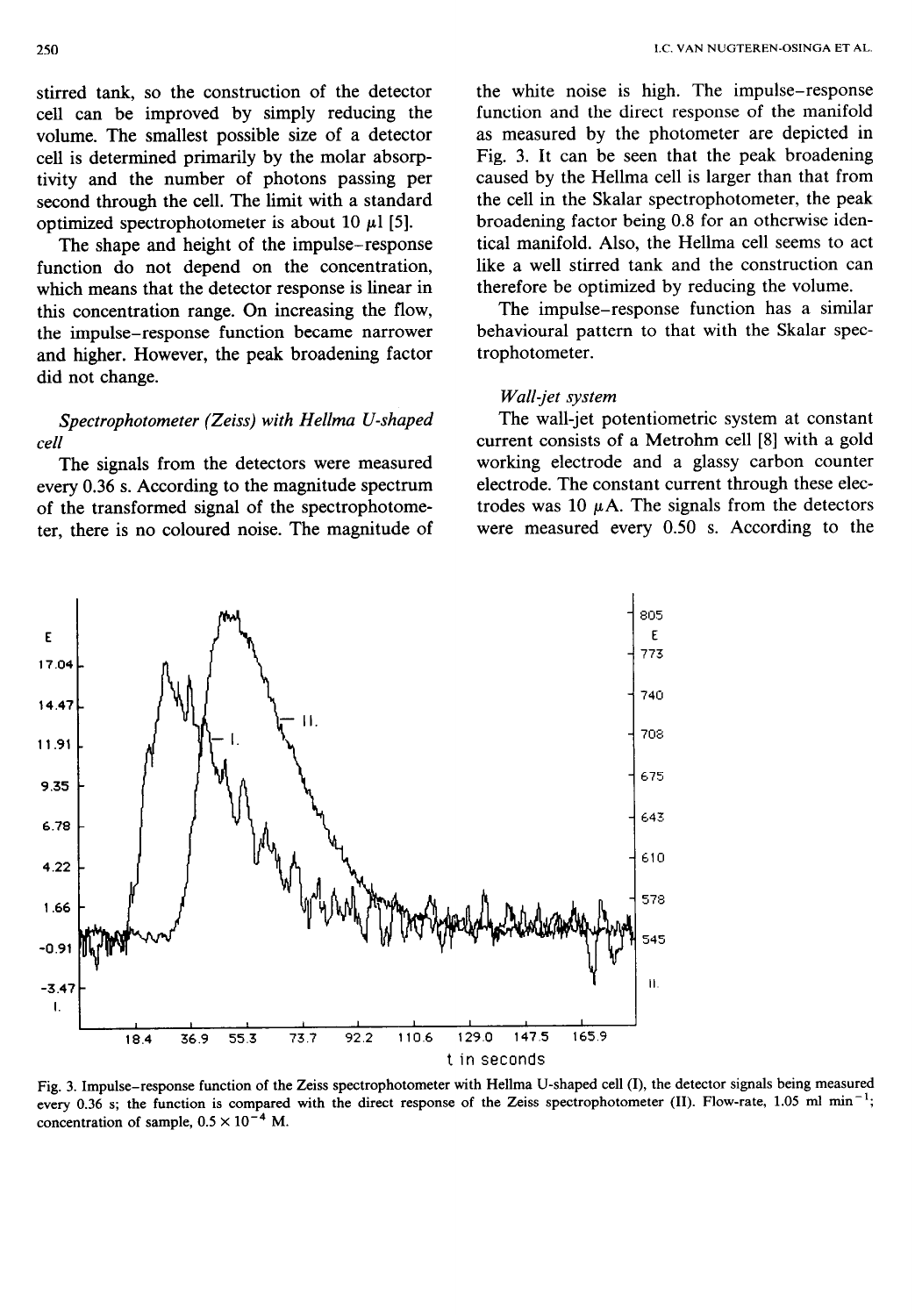stirred tank, so the construction of the detector cell can be improved by simply reducing the volume. The smallest possible size of a detector cell is determined primarily by the molar absorptivity and the number of photons passing per second through the cell. The limit with a standard optimized spectrophotometer is about 10 μl [5].

The shape and height of the impulse–response function do not depend on the concentration, which means that the detector response is linear in this concentration range. On increasing the flow, the impulse–response function became narrower and higher. However, the peak broadening factor did not change.

*Spectrophotometer (Zeiss) with Hellma U-shaped cell*

The signals from the detectors were measured every 0.36 s. According to the magnitude spectrum of the transformed signal of the spectrophotometer, there is no coloured noise. The magnitude of the white noise is high. The impulse–response function and the direct response of the manifold as measured by the photometer are depicted in Fig. 3. It can be seen that the peak broadening caused by the Hellma cell is larger than that from the cell in the Skalar spectrophotometer, the peak broadening factor being 0.8 for an otherwise identical manifold. Also, the Hellma cell seems to act like a well stirred tank and the construction can therefore be optimized by reducing the volume.

The impulse–response function has a similar behavioural pattern to that with the Skalar spectrophotometer.

*Wall-jet system*

The wall-jet potentiometric system at constant current consists of a Metrohm cell [8] with a gold working electrode and a glassy carbon counter electrode. The constant current through these electrodes was 10 μA. The signals from the detectors were measured every 0.50 s. According to the

Fig. 3. Impulse–response function of the Zeiss spectrophotometer with Hellma U-shaped cell (I), the detector signals being measured every 0.36 s; the function is compared with the direct response of the Zeiss spectrophotometer (II). Flow-rate, 1.05 ml $min^{-1}$; concentration of sample, $0.5 \times 10^{-4}$ M.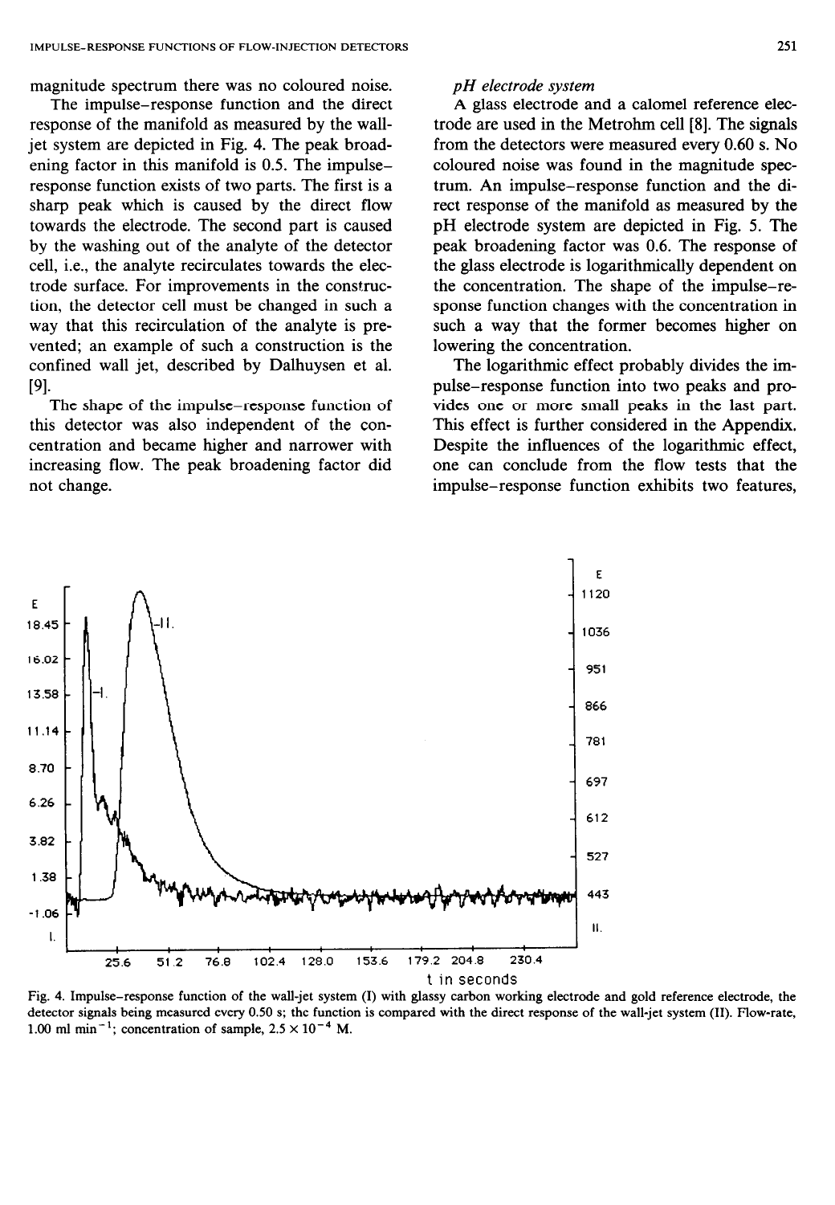magnitude spectrum there was no coloured noise.

The impulse–response function and the direct response of the manifold as measured by the wall-jet system are depicted in Fig. 4. The peak broadening factor in this manifold is 0.5. The impulse–response function exists of two parts. The first is a sharp peak which is caused by the direct flow towards the electrode. The second part is caused by the washing out of the analyte of the detector cell, i.e., the analyte recirculates towards the electrode surface. For improvements in the construction, the detector cell must be changed in such a way that this recirculation of the analyte is prevented; an example of such a construction is the confined wall jet, described by Dalhuysen et al. [9].

The shape of the impulse–response function of this detector was also independent of the concentration and became higher and narrower with increasing flow. The peak broadening factor did not change.

*pH electrode system*

A glass electrode and a calomel reference electrode are used in the Metrohm cell [8]. The signals from the detectors were measured every 0.60 s. No coloured noise was found in the magnitude spectrum. An impulse–response function and the direct response of the manifold as measured by the pH electrode system are depicted in Fig. 5. The peak broadening factor was 0.6. The response of the glass electrode is logarithmically dependent on the concentration. The shape of the impulse–response function changes with the concentration in such a way that the former becomes higher on lowering the concentration.

The logarithmic effect probably divides the impulse–response function into two peaks and provides one or more small peaks in the last part. This effect is further considered in the Appendix. Despite the influences of the logarithmic effect, one can conclude from the flow tests that the impulse–response function exhibits two features,

Fig. 4. Impulse–response function of the wall-jet system (I) with glassy carbon working electrode and gold reference electrode, the detector signals being measured every 0.50 s; the function is compared with the direct response of the wall-jet system (II). Flow-rate, 1.00 ml min$^{-1}$; concentration of sample, $2.5 \times 10^{-4}$ M.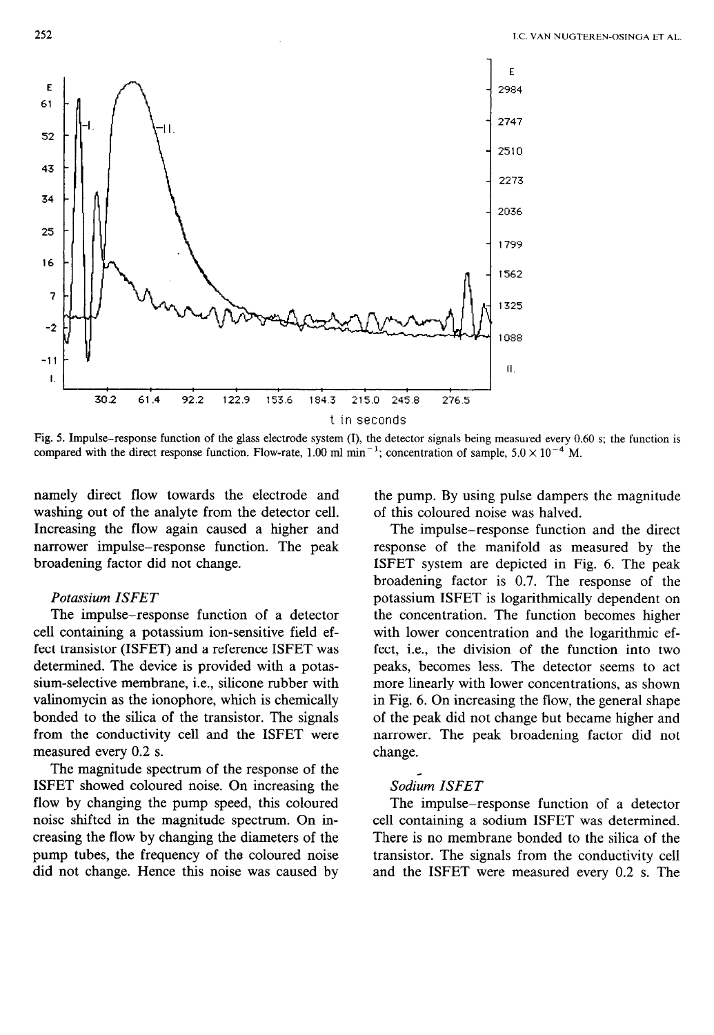Fig. 5. Impulse–response function of the glass electrode system (I), the detector signals being measured every 0.60 s; the function is compared with the direct response function. Flow-rate, 1.00 ml min$^{-1}$; concentration of sample, $5.0 \times 10^{-4}$ M.

namely direct flow towards the electrode and washing out of the analyte from the detector cell. Increasing the flow again caused a higher and narrower impulse–response function. The peak broadening factor did not change.

### *Potassium ISFET*

The impulse–response function of a detector cell containing a potassium ion-sensitive field effect transistor (ISFET) and a reference ISFET was determined. The device is provided with a potassium-selective membrane, i.e., silicone rubber with valinomycin as the ionophore, which is chemically bonded to the silica of the transistor. The signals from the conductivity cell and the ISFET were measured every 0.2 s.

The magnitude spectrum of the response of the ISFET showed coloured noise. On increasing the flow by changing the pump speed, this coloured noise shifted in the magnitude spectrum. On increasing the flow by changing the diameters of the pump tubes, the frequency of the coloured noise did not change. Hence this noise was caused by the pump. By using pulse dampers the magnitude of this coloured noise was halved.

The impulse–response function and the direct response of the manifold as measured by the ISFET system are depicted in Fig. 6. The peak broadening factor is 0.7. The response of the potassium ISFET is logarithmically dependent on the concentration. The function becomes higher with lower concentration and the logarithmic effect, i.e., the division of the function into two peaks, becomes less. The detector seems to act more linearly with lower concentrations, as shown in Fig. 6. On increasing the flow, the general shape of the peak did not change but became higher and narrower. The peak broadening factor did not change.

### *Sodium ISFET*

The impulse–response function of a detector cell containing a sodium ISFET was determined. There is no membrane bonded to the silica of the transistor. The signals from the conductivity cell and the ISFET were measured every 0.2 s. The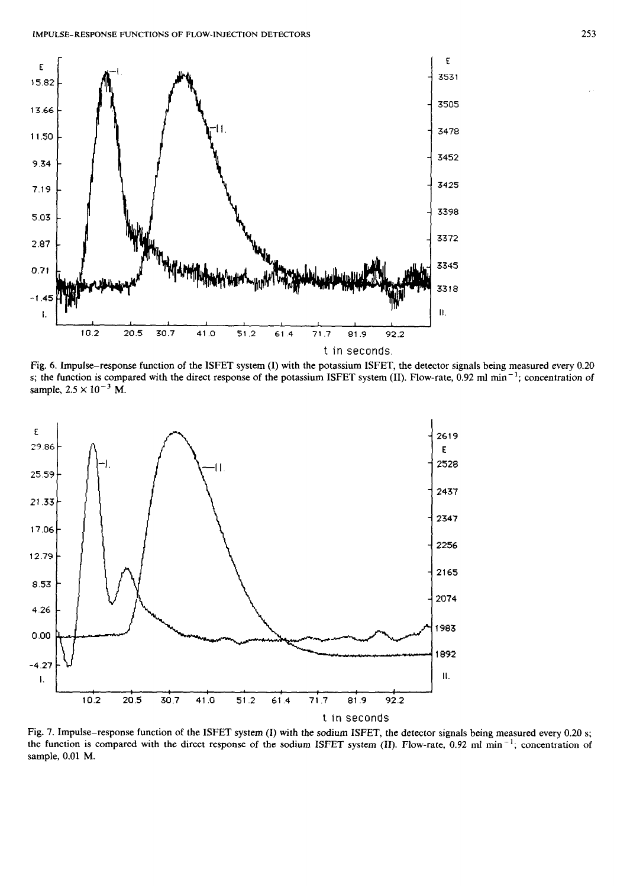Fig. 6. Impulse–response function of the ISFET system (I) with the potassium ISFET, the detector signals being measured every 0.20 s; the function is compared with the direct response of the potassium ISFET system (II). Flow-rate, 0.92 ml $min^{-1}$; concentration of sample, $2.5 \times 10^{-3}$ M.

Fig. 7. Impulse–response function of the ISFET system (I) with the sodium ISFET, the detector signals being measured every 0.20 s; the function is compared with the direct response of the sodium ISFET system (II). Flow-rate, 0.92 ml $min^{-1}$; concentration of sample, 0.01 M.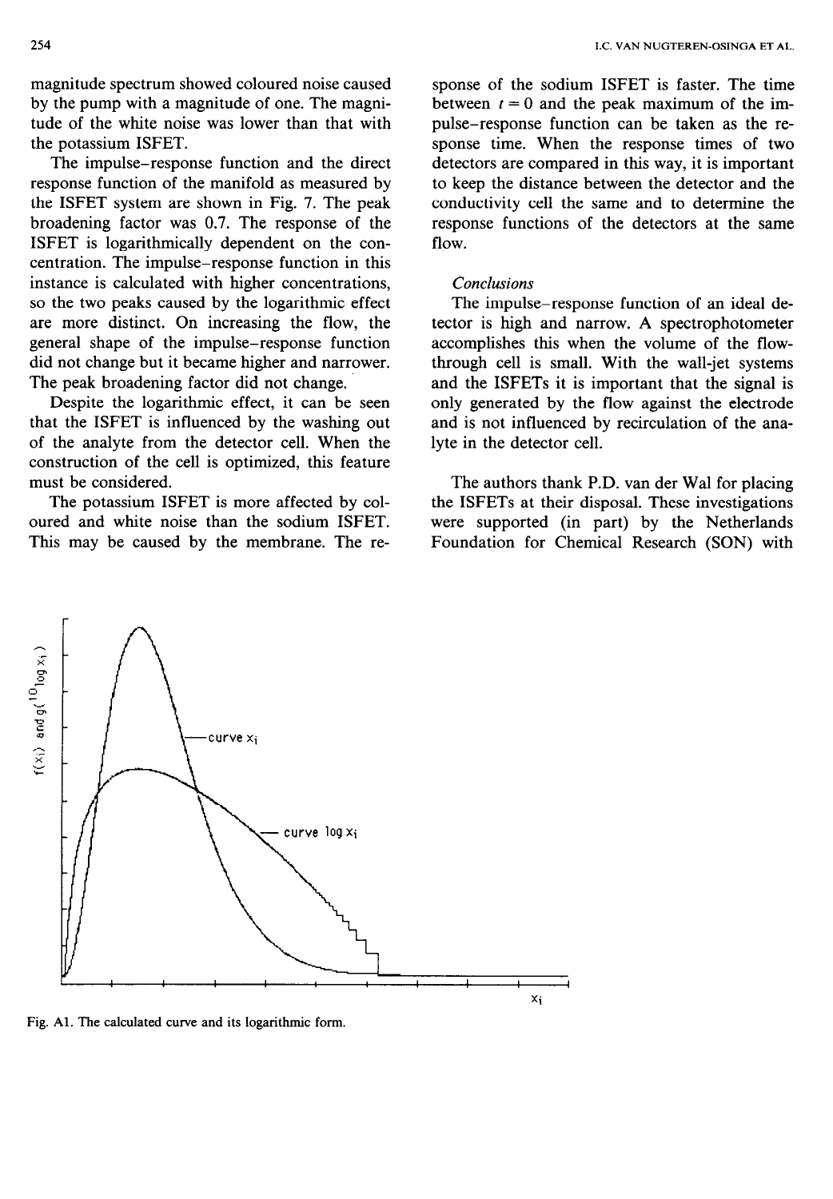magnitude spectrum showed coloured noise caused by the pump with a magnitude of one. The magnitude of the white noise was lower than that with the potassium ISFET.

The impulse–response function and the direct response function of the manifold as measured by the ISFET system are shown in Fig. 7. The peak broadening factor was 0.7. The response of the ISFET is logarithmically dependent on the concentration. The impulse–response function in this instance is calculated with higher concentrations, so the two peaks caused by the logarithmic effect are more distinct. On increasing the flow, the general shape of the impulse–response function did not change but it became higher and narrower. The peak broadening factor did not change.

Despite the logarithmic effect, it can be seen that the ISFET is influenced by the washing out of the analyte from the detector cell. When the construction of the cell is optimized, this feature must be considered.

The potassium ISFET is more affected by coloured and white noise than the sodium ISFET. This may be caused by the membrane. The response of the sodium ISFET is faster. The time between $t = 0$ and the peak maximum of the impulse–response function can be taken as the response time. When the response times of two detectors are compared in this way, it is important to keep the distance between the detector and the conductivity cell the same and to determine the response functions of the detectors at the same flow.

### *Conclusions*

The impulse–response function of an ideal detector is high and narrow. A spectrophotometer accomplishes this when the volume of the flow-through cell is small. With the wall-jet systems and the ISFETs it is important that the signal is only generated by the flow against the electrode and is not influenced by recirculation of the analyte in the detector cell.

The authors thank P.D. van der Wal for placing the ISFETs at their disposal. These investigations were supported (in part) by the Netherlands Foundation for Chemical Research (SON) with

$f(x_i)$ and $g(^{10}\log x_i)$

curve $x_i$

curve $\log x_i$

$x_i$

Fig. A1. The calculated curve and its logarithmic form.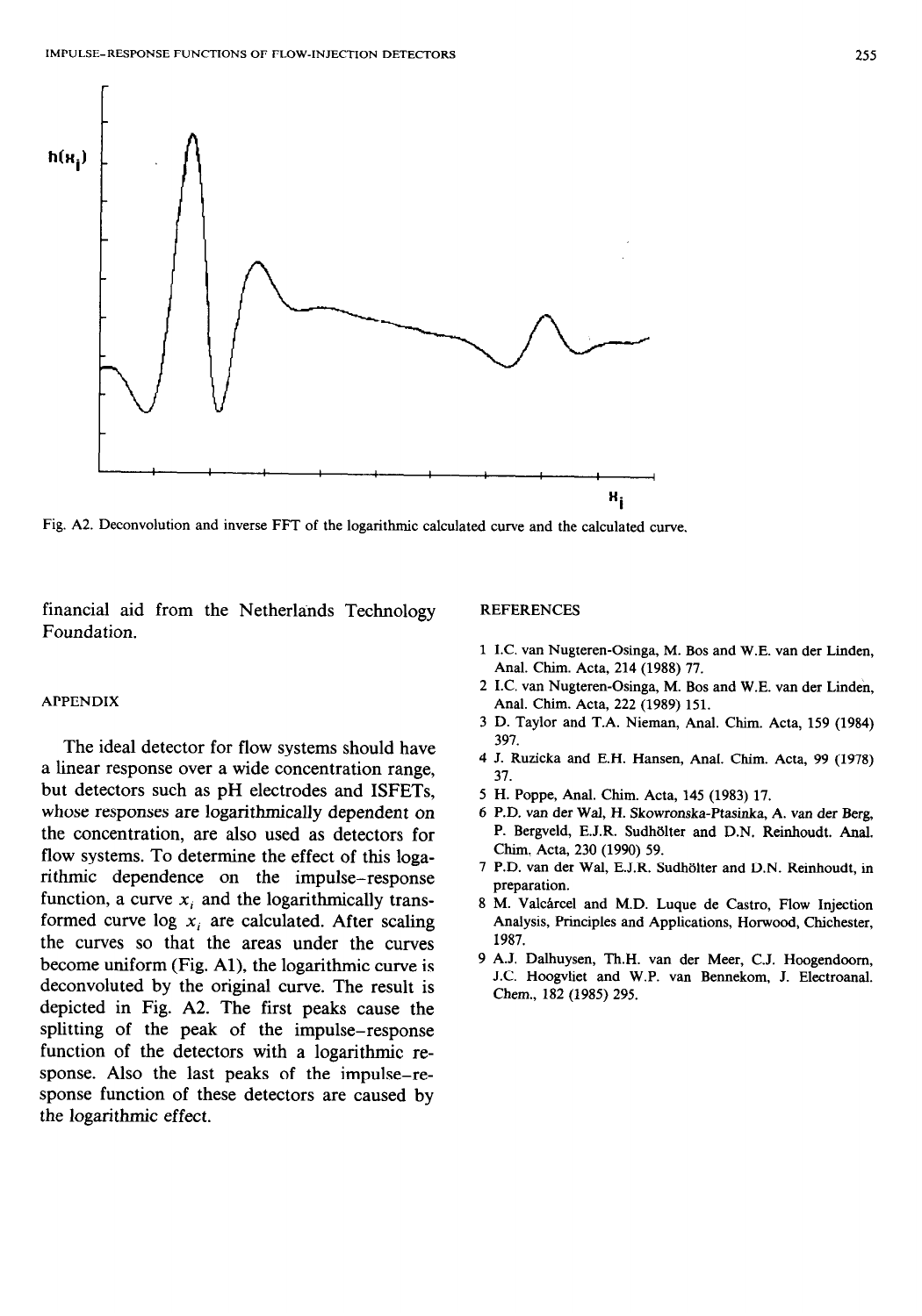$h(x_i)$

$x_i$

Fig. A2. Deconvolution and inverse FFT of the logarithmic calculated curve and the calculated curve.

financial aid from the Netherlands Technology Foundation.

## APPENDIX

The ideal detector for flow systems should have a linear response over a wide concentration range, but detectors such as pH electrodes and ISFETs, whose responses are logarithmically dependent on the concentration, are also used as detectors for flow systems. To determine the effect of this logarithmic dependence on the impulse–response function, a curve $x_i$ and the logarithmically transformed curve $\log x_i$ are calculated. After scaling the curves so that the areas under the curves become uniform (Fig. A1), the logarithmic curve is deconvoluted by the original curve. The result is depicted in Fig. A2. The first peaks cause the splitting of the peak of the impulse–response function of the detectors with a logarithmic response. Also the last peaks of the impulse–response function of these detectors are caused by the logarithmic effect.

## REFERENCES

1 I.C. van Nugteren-Osinga, M. Bos and W.E. van der Linden, Anal. Chim. Acta, 214 (1988) 77.
2 I.C. van Nugteren-Osinga, M. Bos and W.E. van der Linden, Anal. Chim. Acta, 222 (1989) 151.
3 D. Taylor and T.A. Nieman, Anal. Chim. Acta, 159 (1984) 397.
4 J. Ruzicka and E.H. Hansen, Anal. Chim. Acta, 99 (1978) 37.
5 H. Poppe, Anal. Chim. Acta, 145 (1983) 17.
6 P.D. van der Wal, H. Skowronska-Ptasinka, A. van der Berg, P. Bergveld, E.J.R. Sudhölter and D.N. Reinhoudt. Anal. Chim. Acta, 230 (1990) 59.
7 P.D. van der Wal, E.J.R. Sudhölter and D.N. Reinhoudt, in preparation.
8 M. Valcárcel and M.D. Luque de Castro, Flow Injection Analysis, Principles and Applications, Horwood, Chichester, 1987.
9 A.J. Dalhuysen, Th.H. van der Meer, C.J. Hoogendoorn, J.C. Hoogvliet and W.P. van Bennekom, J. Electroanal. Chem., 182 (1985) 295.